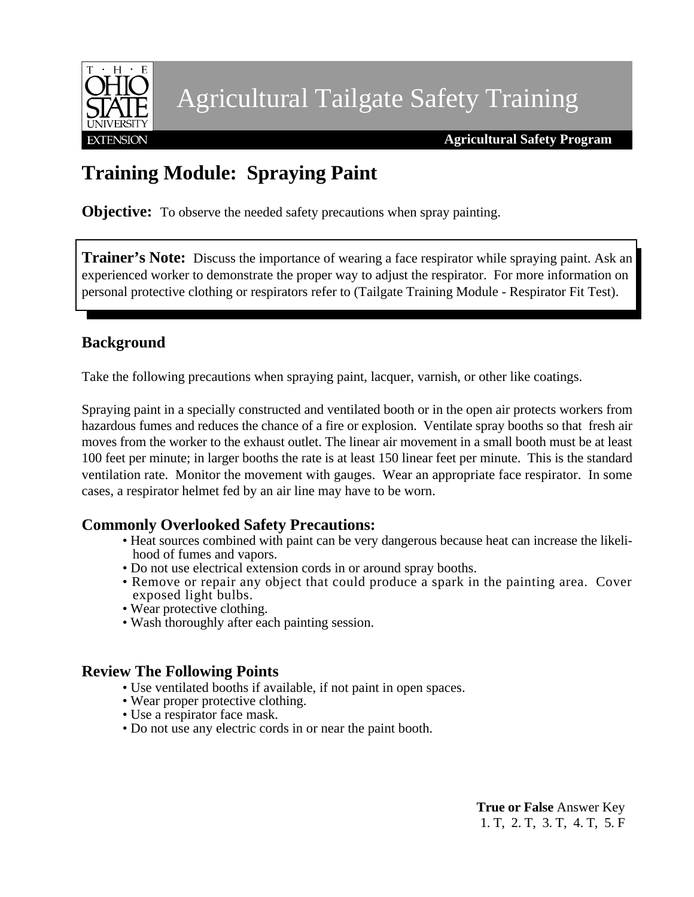THE OHIO STATE UNIVERSITY EXTENSION

# Agricultural Tailgate Safety Training

**Agricultural Safety Program**

## Training Module: Spraying Paint

**Objective:** To observe the needed safety precautions when spray painting.

**Trainer's Note:** Discuss the importance of wearing a face respirator while spraying paint. Ask an experienced worker to demonstrate the proper way to adjust the respirator. For more information on personal protective clothing or respirators refer to (Tailgate Training Module - Respirator Fit Test).

### Background

Take the following precautions when spraying paint, lacquer, varnish, or other like coatings.

Spraying paint in a specially constructed and ventilated booth or in the open air protects workers from hazardous fumes and reduces the chance of a fire or explosion. Ventilate spray booths so that fresh air moves from the worker to the exhaust outlet. The linear air movement in a small booth must be at least 100 feet per minute; in larger booths the rate is at least 150 linear feet per minute. This is the standard ventilation rate. Monitor the movement with gauges. Wear an appropriate face respirator. In some cases, a respirator helmet fed by an air line may have to be worn.

### Commonly Overlooked Safety Precautions:

- Heat sources combined with paint can be very dangerous because heat can increase the likelihood of fumes and vapors.
- Do not use electrical extension cords in or around spray booths.
- Remove or repair any object that could produce a spark in the painting area. Cover exposed light bulbs.
- Wear protective clothing.
- Wash thoroughly after each painting session.

### Review The Following Points

- Use ventilated booths if available, if not paint in open spaces.
- Wear proper protective clothing.
- Use a respirator face mask.
- Do not use any electric cords in or near the paint booth.

**True or False** Answer Key
1. T, 2. T, 3. T, 4. T, 5. F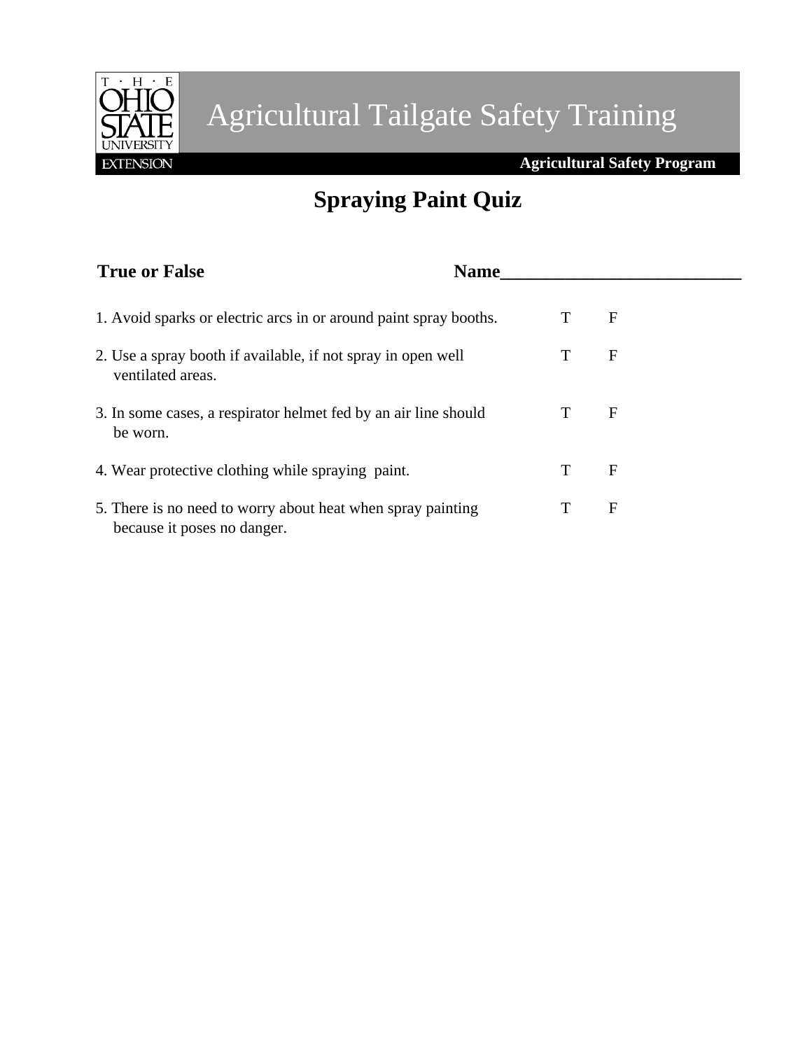Agricultural Tailgate Safety Training

**Agricultural Safety Program**

# Spraying Paint Quiz

**True or False** **Name**___________________________

1. Avoid sparks or electric arcs in or around paint spray booths. T F

2. Use a spray booth if available, if not spray in open well ventilated areas. T F

3. In some cases, a respirator helmet fed by an air line should be worn. T F

4. Wear protective clothing while spraying paint. T F

5. There is no need to worry about heat when spray painting because it poses no danger. T F